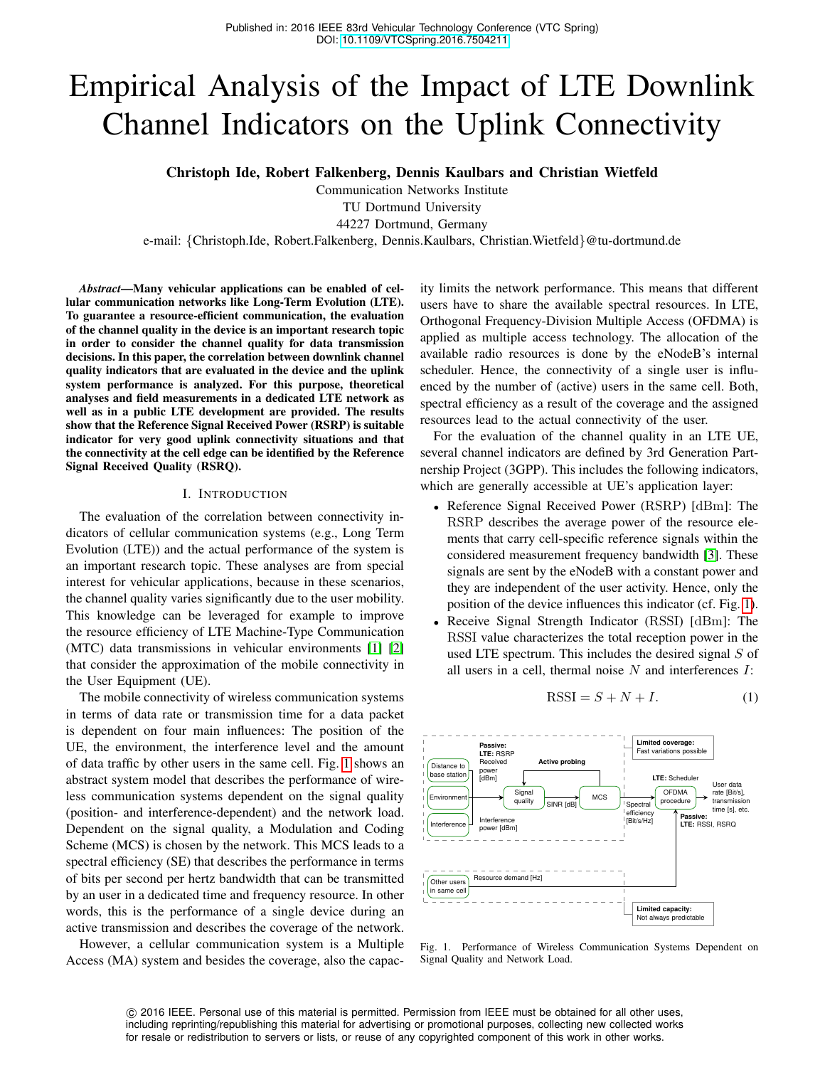Published in: 2016 IEEE 83rd Vehicular Technology Conference (VTC Spring)
DOI: 10.1109/VTCSpring.2016.7504211

# Empirical Analysis of the Impact of LTE Downlink Channel Indicators on the Uplink Connectivity

**Christoph Ide, Robert Falkenberg, Dennis Kaulbars and Christian Wietfeld**

Communication Networks Institute
TU Dortmund University
44227 Dortmund, Germany
e-mail: {Christoph.Ide, Robert.Falkenberg, Dennis.Kaulbars, Christian.Wietfeld}@tu-dortmund.de

***Abstract*—Many vehicular applications can be enabled of cellular communication networks like Long-Term Evolution (LTE). To guarantee a resource-efficient communication, the evaluation of the channel quality in the device is an important research topic in order to consider the channel quality for data transmission decisions. In this paper, the correlation between downlink channel quality indicators that are evaluated in the device and the uplink system performance is analyzed. For this purpose, theoretical analyses and field measurements in a dedicated LTE network as well as in a public LTE development are provided. The results show that the Reference Signal Received Power (RSRP) is suitable indicator for very good uplink connectivity situations and that the connectivity at the cell edge can be identified by the Reference Signal Received Quality (RSRQ).**

## I. Introduction

The evaluation of the correlation between connectivity indicators of cellular communication systems (e.g., Long Term Evolution (LTE)) and the actual performance of the system is an important research topic. These analyses are from special interest for vehicular applications, because in these scenarios, the channel quality varies significantly due to the user mobility. This knowledge can be leveraged for example to improve the resource efficiency of LTE Machine-Type Communication (MTC) data transmissions in vehicular environments [1] [2] that consider the approximation of the mobile connectivity in the User Equipment (UE).

The mobile connectivity of wireless communication systems in terms of data rate or transmission time for a data packet is dependent on four main influences: The position of the UE, the environment, the interference level and the amount of data traffic by other users in the same cell. Fig. 1 shows an abstract system model that describes the performance of wireless communication systems dependent on the signal quality (position- and interference-dependent) and the network load. Dependent on the signal quality, a Modulation and Coding Scheme (MCS) is chosen by the network. This MCS leads to a spectral efficiency (SE) that describes the performance in terms of bits per second per hertz bandwidth that can be transmitted by an user in a dedicated time and frequency resource. In other words, this is the performance of a single device during an active transmission and describes the coverage of the network.

However, a cellular communication system is a Multiple Access (MA) system and besides the coverage, also the capacity limits the network performance. This means that different users have to share the available spectral resources. In LTE, Orthogonal Frequency-Division Multiple Access (OFDMA) is applied as multiple access technology. The allocation of the available radio resources is done by the eNodeB's internal scheduler. Hence, the connectivity of a single user is influenced by the number of (active) users in the same cell. Both, spectral efficiency as a result of the coverage and the assigned resources lead to the actual connectivity of the user.

For the evaluation of the channel quality in an LTE UE, several channel indicators are defined by 3rd Generation Partnership Project (3GPP). This includes the following indicators, which are generally accessible at UE's application layer:

- Reference Signal Received Power (RSRP) [dBm]: The RSRP describes the average power of the resource elements that carry cell-specific reference signals within the considered measurement frequency bandwidth [3]. These signals are sent by the eNodeB with a constant power and they are independent of the user activity. Hence, only the position of the device influences this indicator (cf. Fig. 1).
- Receive Signal Strength Indicator (RSSI) [dBm]: The RSSI value characterizes the total reception power in the used LTE spectrum. This includes the desired signal $S$ of all users in a cell, thermal noise $N$ and interferences $I$:

$$\text{RSSI} = S + N + I. \tag{1}$$

Passive:
LTE: RSRP
Received power [dBm]
Limited coverage:
Fast variations possible
Active probing
Distance to base station
Environment
Interference
Signal quality
SINR [dB]
MCS
Spectral efficiency [Bit/s/Hz]
Interference power [dBm]
LTE: Scheduler
OFDMA procedure
User data rate [Bit/s], transmission time [s], etc.
Passive:
LTE: RSSI, RSRQ
Other users in same cell
Resource demand [Hz]
Limited capacity:
Not always predictable

Fig. 1. Performance of Wireless Communication Systems Dependent on Signal Quality and Network Load.

© 2016 IEEE. Personal use of this material is permitted. Permission from IEEE must be obtained for all other uses, including reprinting/republishing this material for advertising or promotional purposes, collecting new collected works for resale or redistribution to servers or lists, or reuse of any copyrighted component of this work in other works.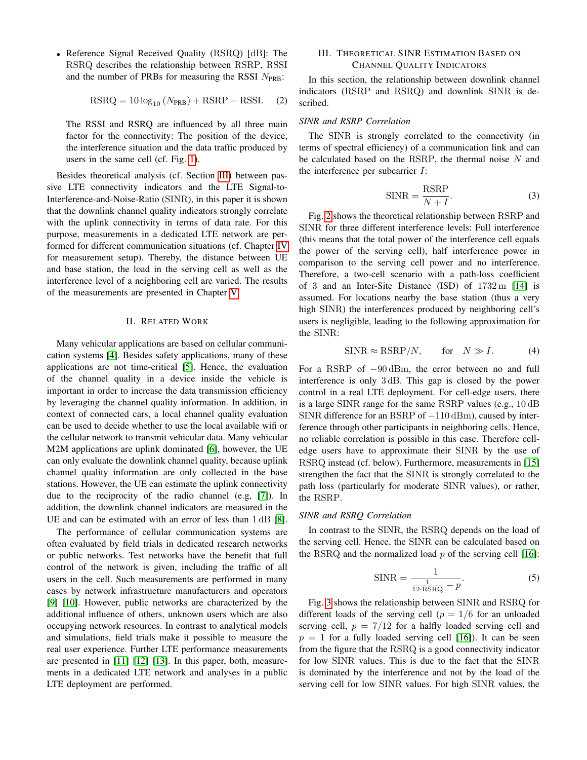- Reference Signal Received Quality (RSRQ) [dB]: The RSRQ describes the relationship between RSRP, RSSI and the number of PRBs for measuring the RSSI $N_{\text{PRB}}$:

$$\text{RSRQ} = 10\log_{10}(N_{\text{PRB}}) + \text{RSRP} - \text{RSSI}. \quad (2)$$

  The RSSI and RSRQ are influenced by all three main factor for the connectivity: The position of the device, the interference situation and the data traffic produced by users in the same cell (cf. Fig. 1).

Besides theoretical analysis (cf. Section III) between passive LTE connectivity indicators and the LTE Signal-to-Interference-and-Noise-Ratio (SINR), in this paper it is shown that the downlink channel quality indicators strongly correlate with the uplink connectivity in terms of data rate. For this purpose, measurements in a dedicated LTE network are performed for different communication situations (cf. Chapter IV for measurement setup). Thereby, the distance between UE and base station, the load in the serving cell as well as the interference level of a neighboring cell are varied. The results of the measurements are presented in Chapter V.

## II. Related Work

Many vehicular applications are based on cellular communication systems [4]. Besides safety applications, many of these applications are not time-critical [5]. Hence, the evaluation of the channel quality in a device inside the vehicle is important in order to increase the data transmission efficiency by leveraging the channel quality information. In addition, in context of connected cars, a local channel quality evaluation can be used to decide whether to use the local available wifi or the cellular network to transmit vehicular data. Many vehicular M2M applications are uplink dominated [6], however, the UE can only evaluate the downlink channel quality, because uplink channel quality information are only collected in the base stations. However, the UE can estimate the uplink connectivity due to the reciprocity of the radio channel (e.g, [7]). In addition, the downlink channel indicators are measured in the UE and can be estimated with an error of less than 1 dB [8].

The performance of cellular communication systems are often evaluated by field trials in dedicated research networks or public networks. Test networks have the benefit that full control of the network is given, including the traffic of all users in the cell. Such measurements are performed in many cases by network infrastructure manufacturers and operators [9] [10]. However, public networks are characterized by the additional influence of others, unknown users which are also occupying network resources. In contrast to analytical models and simulations, field trials make it possible to measure the real user experience. Further LTE performance measurements are presented in [11] [12] [13]. In this paper, both, measurements in a dedicated LTE network and analyses in a public LTE deployment are performed.

## III. Theoretical SINR Estimation Based on Channel Quality Indicators

In this section, the relationship between downlink channel indicators (RSRP and RSRQ) and downlink SINR is described.

### *SINR and RSRP Correlation*

The SINR is strongly correlated to the connectivity (in terms of spectral efficiency) of a communication link and can be calculated based on the RSRP, the thermal noise $N$ and the interference per subcarrier $I$:

$$\text{SINR} = \frac{\text{RSRP}}{N + I}. \quad (3)$$

Fig. 2 shows the theoretical relationship between RSRP and SINR for three different interference levels: Full interference (this means that the total power of the interference cell equals the power of the serving cell), half interference power in comparison to the serving cell power and no interference. Therefore, a two-cell scenario with a path-loss coefficient of 3 and an Inter-Site Distance (ISD) of 1732 m [14] is assumed. For locations nearby the base station (thus a very high SINR) the interferences produced by neighboring cell's users is negligible, leading to the following approximation for the SINR:

$$\text{SINR} \approx \text{RSRP}/N, \qquad \text{for} \quad N \gg I. \quad (4)$$

For a RSRP of $-90\,\text{dBm}$, the error between no and full interference is only 3 dB. This gap is closed by the power control in a real LTE deployment. For cell-edge users, there is a large SINR range for the same RSRP values (e.g., 10 dB SINR difference for an RSRP of $-110\,\text{dBm}$), caused by interference through other participants in neighboring cells. Hence, no reliable correlation is possible in this case. Therefore cell-edge users have to approximate their SINR by the use of RSRQ instead (cf. below). Furthermore, measurements in [15] strengthen the fact that the SINR is strongly correlated to the path loss (particularly for moderate SINR values), or rather, the RSRP.

### *SINR and RSRQ Correlation*

In contrast to the SINR, the RSRQ depends on the load of the serving cell. Hence, the SINR can be calculated based on the RSRQ and the normalized load $p$ of the serving cell [16]:

$$\text{SINR} = \frac{1}{\frac{1}{12 \cdot \text{RSRQ}} - p}. \quad (5)$$

Fig. 3 shows the relationship between SINR and RSRQ for different loads of the serving cell ($p = 1/6$ for an unloaded serving cell, $p = 7/12$ for a halfly loaded serving cell and $p = 1$ for a fully loaded serving cell [16]). It can be seen from the figure that the RSRQ is a good connectivity indicator for low SINR values. This is due to the fact that the SINR is dominated by the interference and not by the load of the serving cell for low SINR values. For high SINR values, the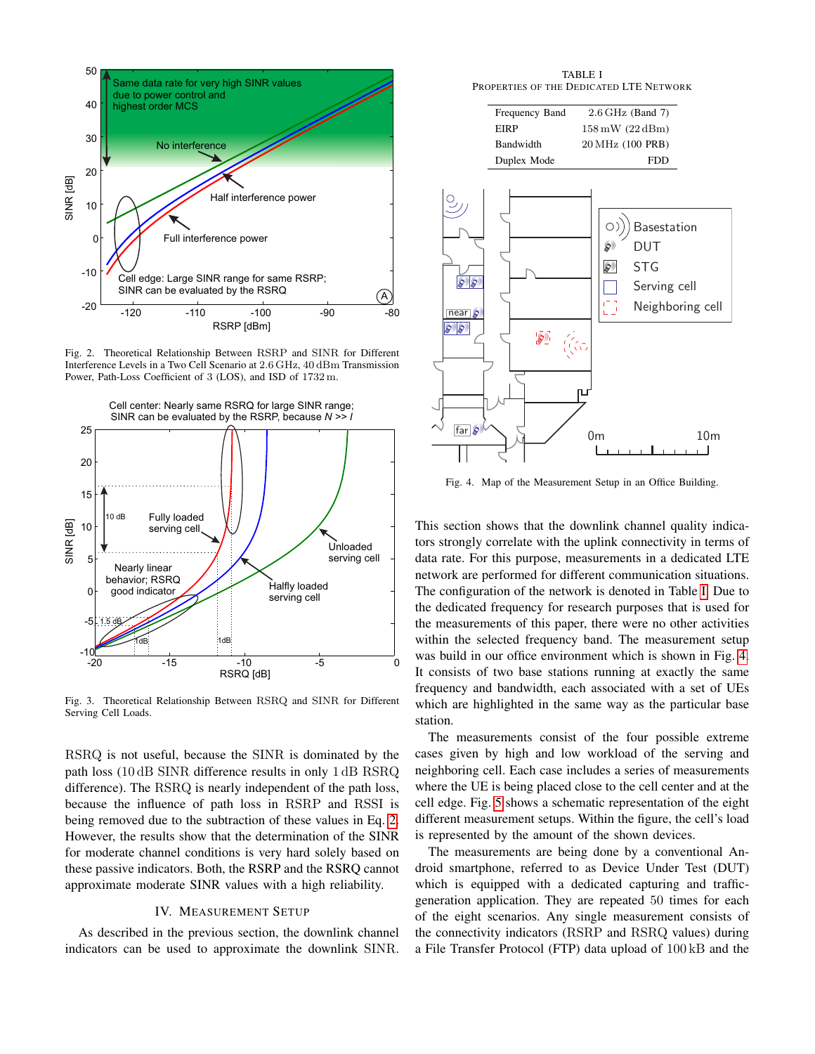Fig. 2. Theoretical Relationship Between RSRP and SINR for Different Interference Levels in a Two Cell Scenario at 2.6 GHz, 40 dBm Transmission Power, Path-Loss Coefficient of 3 (LOS), and ISD of 1732 m.

Fig. 3. Theoretical Relationship Between RSRQ and SINR for Different Serving Cell Loads.

RSRQ is not useful, because the SINR is dominated by the path loss (10 dB SINR difference results in only 1 dB RSRQ difference). The RSRQ is nearly independent of the path loss, because the influence of path loss in RSRP and RSSI is being removed due to the subtraction of these values in Eq. 2. However, the results show that the determination of the SINR for moderate channel conditions is very hard solely based on these passive indicators. Both, the RSRP and the RSRQ cannot approximate moderate SINR values with a high reliability.

## IV. Measurement Setup

As described in the previous section, the downlink channel indicators can be used to approximate the downlink SINR. This section shows that the downlink channel quality indicators strongly correlate with the uplink connectivity in terms of data rate. For this purpose, measurements in a dedicated LTE network are performed for different communication situations. The configuration of the network is denoted in Table I. Due to the dedicated frequency for research purposes that is used for the measurements of this paper, there were no other activities within the selected frequency band. The measurement setup was build in our office environment which is shown in Fig. 4. It consists of two base stations running at exactly the same frequency and bandwidth, each associated with a set of UEs which are highlighted in the same way as the particular base station.

TABLE I
Properties of the Dedicated LTE Network

| | |
|---|---|
| Frequency Band | 2.6 GHz (Band 7) |
| EIRP | 158 mW (22 dBm) |
| Bandwidth | 20 MHz (100 PRB) |
| Duplex Mode | FDD |

Fig. 4. Map of the Measurement Setup in an Office Building.

The measurements consist of the four possible extreme cases given by high and low workload of the serving and neighboring cell. Each case includes a series of measurements where the UE is being placed close to the cell center and at the cell edge. Fig. 5 shows a schematic representation of the eight different measurement setups. Within the figure, the cell's load is represented by the amount of the shown devices.

The measurements are being done by a conventional Android smartphone, referred to as Device Under Test (DUT) which is equipped with a dedicated capturing and traffic-generation application. They are repeated 50 times for each of the eight scenarios. Any single measurement consists of the connectivity indicators (RSRP and RSRQ values) during a File Transfer Protocol (FTP) data upload of 100 kB and the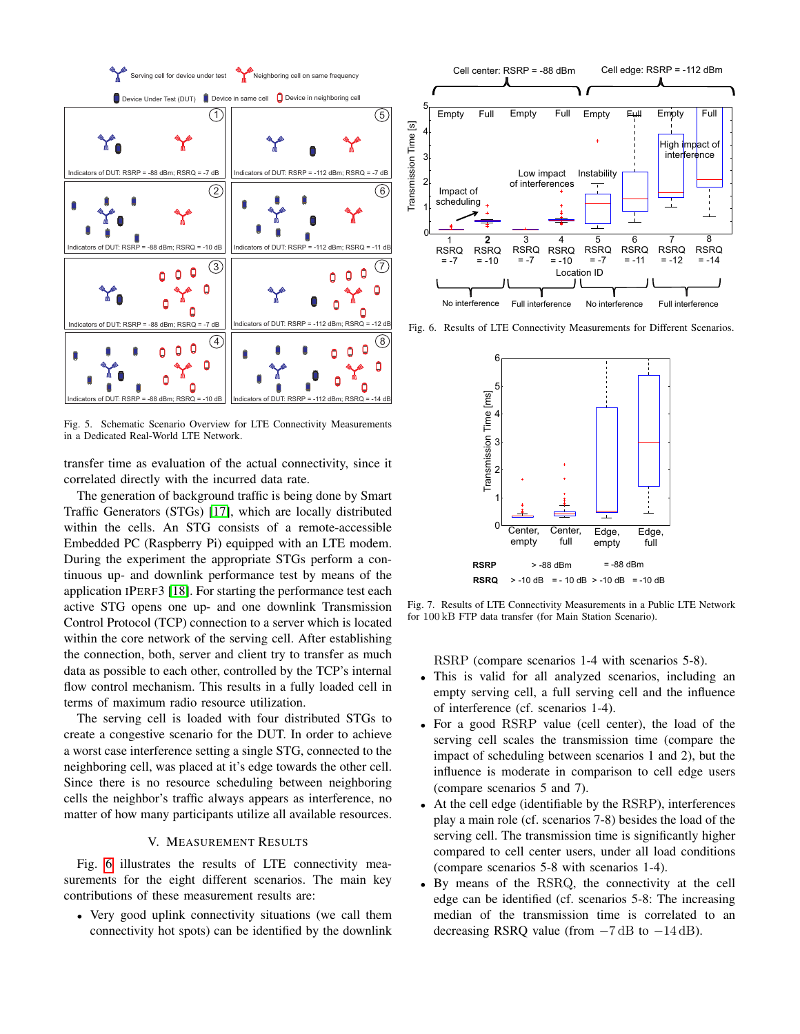Fig. 5. Schematic Scenario Overview for LTE Connectivity Measurements in a Dedicated Real-World LTE Network.

transfer time as evaluation of the actual connectivity, since it correlated directly with the incurred data rate.

The generation of background traffic is being done by Smart Traffic Generators (STGs) [17], which are locally distributed within the cells. An STG consists of a remote-accessible Embedded PC (Raspberry Pi) equipped with an LTE modem. During the experiment the appropriate STGs perform a continuous up- and downlink performance test by means of the application IPERF3 [18]. For starting the performance test each active STG opens one up- and one downlink Transmission Control Protocol (TCP) connection to a server which is located within the core network of the serving cell. After establishing the connection, both, server and client try to transfer as much data as possible to each other, controlled by the TCP's internal flow control mechanism. This results in a fully loaded cell in terms of maximum radio resource utilization.

The serving cell is loaded with four distributed STGs to create a congestive scenario for the DUT. In order to achieve a worst case interference setting a single STG, connected to the neighboring cell, was placed at it's edge towards the other cell. Since there is no resource scheduling between neighboring cells the neighbor's traffic always appears as interference, no matter of how many participants utilize all available resources.

## V. Measurement Results

Fig. 6 illustrates the results of LTE connectivity measurements for the eight different scenarios. The main key contributions of these measurement results are:

- Very good uplink connectivity situations (we call them connectivity hot spots) can be identified by the downlink RSRP (compare scenarios 1-4 with scenarios 5-8).
- This is valid for all analyzed scenarios, including an empty serving cell, a full serving cell and the influence of interference (cf. scenarios 1-4).
- For a good RSRP value (cell center), the load of the serving cell scales the transmission time (compare the impact of scheduling between scenarios 1 and 2), but the influence is moderate in comparison to cell edge users (compare scenarios 5 and 7).
- At the cell edge (identifiable by the RSRP), interferences play a main role (cf. scenarios 7-8) besides the load of the serving cell. The transmission time is significantly higher compared to cell center users, under all load conditions (compare scenarios 5-8 with scenarios 1-4).
- By means of the RSRQ, the connectivity at the cell edge can be identified (cf. scenarios 5-8: The increasing median of the transmission time is correlated to an decreasing RSRQ value (from $-7$ dB to $-14$ dB).

Fig. 6. Results of LTE Connectivity Measurements for Different Scenarios.

Fig. 7. Results of LTE Connectivity Measurements in a Public LTE Network for 100 kB FTP data transfer (for Main Station Scenario).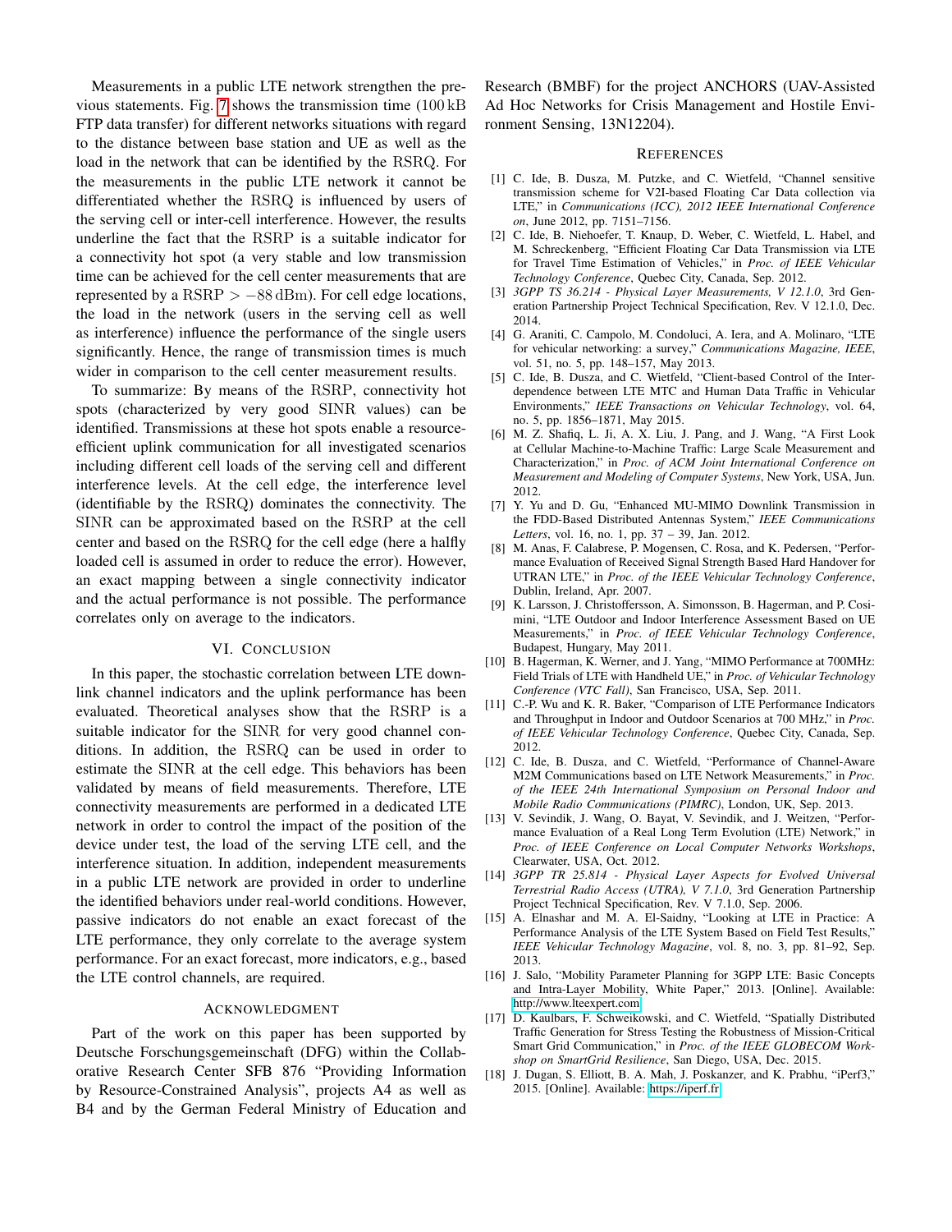Measurements in a public LTE network strengthen the previous statements. Fig. 7 shows the transmission time ($100\,\mathrm{kB}$ FTP data transfer) for different networks situations with regard to the distance between base station and UE as well as the load in the network that can be identified by the $\mathrm{RSRQ}$. For the measurements in the public LTE network it cannot be differentiated whether the $\mathrm{RSRQ}$ is influenced by users of the serving cell or inter-cell interference. However, the results underline the fact that the $\mathrm{RSRP}$ is a suitable indicator for a connectivity hot spot (a very stable and low transmission time can be achieved for the cell center measurements that are represented by a $\mathrm{RSRP} > -88\,\mathrm{dBm}$). For cell edge locations, the load in the network (users in the serving cell as well as interference) influence the performance of the single users significantly. Hence, the range of transmission times is much wider in comparison to the cell center measurement results.

To summarize: By means of the $\mathrm{RSRP}$, connectivity hot spots (characterized by very good $\mathrm{SINR}$ values) can be identified. Transmissions at these hot spots enable a resource-efficient uplink communication for all investigated scenarios including different cell loads of the serving cell and different interference levels. At the cell edge, the interference level (identifiable by the $\mathrm{RSRQ}$) dominates the connectivity. The $\mathrm{SINR}$ can be approximated based on the $\mathrm{RSRP}$ at the cell center and based on the $\mathrm{RSRQ}$ for the cell edge (here a halfly loaded cell is assumed in order to reduce the error). However, an exact mapping between a single connectivity indicator and the actual performance is not possible. The performance correlates only on average to the indicators.

## VI. Conclusion

In this paper, the stochastic correlation between LTE downlink channel indicators and the uplink performance has been evaluated. Theoretical analyses show that the $\mathrm{RSRP}$ is a suitable indicator for the $\mathrm{SINR}$ for very good channel conditions. In addition, the $\mathrm{RSRQ}$ can be used in order to estimate the $\mathrm{SINR}$ at the cell edge. This behaviors has been validated by means of field measurements. Therefore, LTE connectivity measurements are performed in a dedicated LTE network in order to control the impact of the position of the device under test, the load of the serving LTE cell, and the interference situation. In addition, independent measurements in a public LTE network are provided in order to underline the identified behaviors under real-world conditions. However, passive indicators do not enable an exact forecast of the LTE performance, they only correlate to the average system performance. For an exact forecast, more indicators, e.g., based the LTE control channels, are required.

## Acknowledgment

Part of the work on this paper has been supported by Deutsche Forschungsgemeinschaft (DFG) within the Collaborative Research Center SFB 876 "Providing Information by Resource-Constrained Analysis", projects A4 as well as B4 and by the German Federal Ministry of Education and Research (BMBF) for the project ANCHORS (UAV-Assisted Ad Hoc Networks for Crisis Management and Hostile Environment Sensing, 13N12204).

## References

[1] C. Ide, B. Dusza, M. Putzke, and C. Wietfeld, "Channel sensitive transmission scheme for V2I-based Floating Car Data collection via LTE," in *Communications (ICC), 2012 IEEE International Conference on*, June 2012, pp. 7151–7156.

[2] C. Ide, B. Niehoefer, T. Knaup, D. Weber, C. Wietfeld, L. Habel, and M. Schreckenberg, "Efficient Floating Car Data Transmission via LTE for Travel Time Estimation of Vehicles," in *Proc. of IEEE Vehicular Technology Conference*, Quebec City, Canada, Sep. 2012.

[3] *3GPP TS 36.214 - Physical Layer Measurements, V 12.1.0*, 3rd Generation Partnership Project Technical Specification, Rev. V 12.1.0, Dec. 2014.

[4] G. Araniti, C. Campolo, M. Condoluci, A. Iera, and A. Molinaro, "LTE for vehicular networking: a survey," *Communications Magazine, IEEE*, vol. 51, no. 5, pp. 148–157, May 2013.

[5] C. Ide, B. Dusza, and C. Wietfeld, "Client-based Control of the Interdependence between LTE MTC and Human Data Traffic in Vehicular Environments," *IEEE Transactions on Vehicular Technology*, vol. 64, no. 5, pp. 1856–1871, May 2015.

[6] M. Z. Shafiq, L. Ji, A. X. Liu, J. Pang, and J. Wang, "A First Look at Cellular Machine-to-Machine Traffic: Large Scale Measurement and Characterization," in *Proc. of ACM Joint International Conference on Measurement and Modeling of Computer Systems*, New York, USA, Jun. 2012.

[7] Y. Yu and D. Gu, "Enhanced MU-MIMO Downlink Transmission in the FDD-Based Distributed Antennas System," *IEEE Communications Letters*, vol. 16, no. 1, pp. 37 – 39, Jan. 2012.

[8] M. Anas, F. Calabrese, P. Mogensen, C. Rosa, and K. Pedersen, "Performance Evaluation of Received Signal Strength Based Hard Handover for UTRAN LTE," in *Proc. of the IEEE Vehicular Technology Conference*, Dublin, Ireland, Apr. 2007.

[9] K. Larsson, J. Christoffersson, B. Hagerman, and P. Cosimini, "LTE Outdoor and Indoor Interference Assessment Based on UE Measurements," in *Proc. of IEEE Vehicular Technology Conference*, Budapest, Hungary, May 2011.

[10] B. Hagerman, K. Werner, and J. Yang, "MIMO Performance at 700MHz: Field Trials of LTE with Handheld UE," in *Proc. of Vehicular Technology Conference (VTC Fall)*, San Francisco, USA, Sep. 2011.

[11] C.-P. Wu and K. R. Baker, "Comparison of LTE Performance Indicators and Throughput in Indoor and Outdoor Scenarios at 700 MHz," in *Proc. of IEEE Vehicular Technology Conference*, Quebec City, Canada, Sep. 2012.

[12] C. Ide, B. Dusza, and C. Wietfeld, "Performance of Channel-Aware M2M Communications based on LTE Network Measurements," in *Proc. of the IEEE 24th International Symposium on Personal Indoor and Mobile Radio Communications (PIMRC)*, London, UK, Sep. 2013.

[13] V. Sevindik, J. Wang, O. Bayat, V. Sevindik, and J. Weitzen, "Performance Evaluation of a Real Long Term Evolution (LTE) Network," in *Proc. of IEEE Conference on Local Computer Networks Workshops*, Clearwater, USA, Oct. 2012.

[14] *3GPP TR 25.814 - Physical Layer Aspects for Evolved Universal Terrestrial Radio Access (UTRA), V 7.1.0*, 3rd Generation Partnership Project Technical Specification, Rev. V 7.1.0, Sep. 2006.

[15] A. Elnashar and M. A. El-Saidny, "Looking at LTE in Practice: A Performance Analysis of the LTE System Based on Field Test Results," *IEEE Vehicular Technology Magazine*, vol. 8, no. 3, pp. 81–92, Sep. 2013.

[16] J. Salo, "Mobility Parameter Planning for 3GPP LTE: Basic Concepts and Intra-Layer Mobility, White Paper," 2013. [Online]. Available: http://www.lteexpert.com

[17] D. Kaulbars, F. Schweikowski, and C. Wietfeld, "Spatially Distributed Traffic Generation for Stress Testing the Robustness of Mission-Critical Smart Grid Communication," in *Proc. of the IEEE GLOBECOM Workshop on SmartGrid Resilience*, San Diego, USA, Dec. 2015.

[18] J. Dugan, S. Elliott, B. A. Mah, J. Poskanzer, and K. Prabhu, "iPerf3," 2015. [Online]. Available: https://iperf.fr